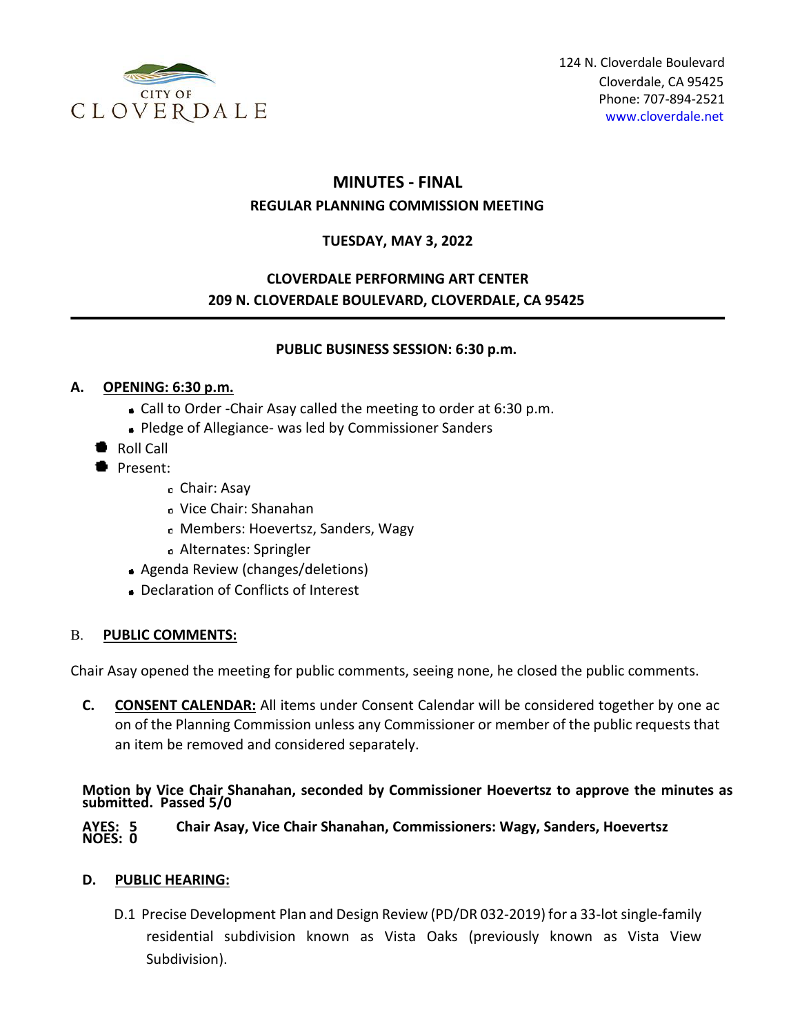CITY OF CLOVERDALE

124 N. Cloverdale Boulevard
Cloverdale, CA 95425
Phone: 707-894-2521
www.cloverdale.net

# MINUTES - FINAL

## REGULAR PLANNING COMMISSION MEETING

**TUESDAY, MAY 3, 2022**

**CLOVERDALE PERFORMING ART CENTER**
**209 N. CLOVERDALE BOULEVARD, CLOVERDALE, CA 95425**

---

**PUBLIC BUSINESS SESSION: 6:30 p.m.**

**A. OPENING: 6:30 p.m.**

- Call to Order -Chair Asay called the meeting to order at 6:30 p.m.
- Pledge of Allegiance- was led by Commissioner Sanders
- Roll Call
- Present:
  - Chair: Asay
  - Vice Chair: Shanahan
  - Members: Hoevertsz, Sanders, Wagy
  - Alternates: Springler
- Agenda Review (changes/deletions)
- Declaration of Conflicts of Interest

**B. PUBLIC COMMENTS:**

Chair Asay opened the meeting for public comments, seeing none, he closed the public comments.

**C. CONSENT CALENDAR:** All items under Consent Calendar will be considered together by one ac on of the Planning Commission unless any Commissioner or member of the public requests that an item be removed and considered separately.

**Motion by Vice Chair Shanahan, seconded by Commissioner Hoevertsz to approve the minutes as submitted. Passed 5/0**

**AYES: 5 Chair Asay, Vice Chair Shanahan, Commissioners: Wagy, Sanders, Hoevertsz**
**NOES: 0**

**D. PUBLIC HEARING:**

D.1 Precise Development Plan and Design Review (PD/DR 032-2019) for a 33-lot single-family residential subdivision known as Vista Oaks (previously known as Vista View Subdivision).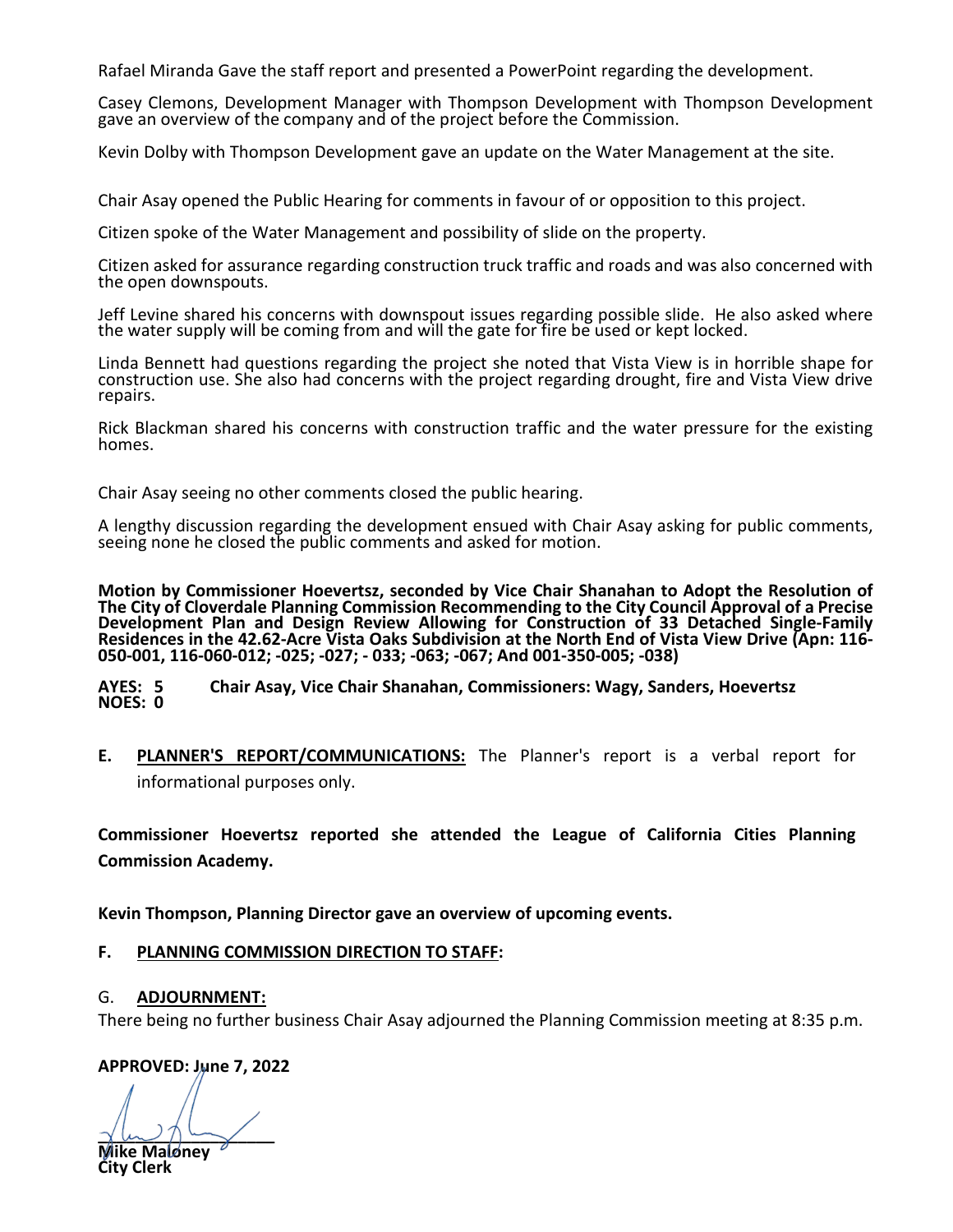Rafael Miranda Gave the staff report and presented a PowerPoint regarding the development.

Casey Clemons, Development Manager with Thompson Development with Thompson Development gave an overview of the company and of the project before the Commission.

Kevin Dolby with Thompson Development gave an update on the Water Management at the site.

Chair Asay opened the Public Hearing for comments in favour of or opposition to this project.

Citizen spoke of the Water Management and possibility of slide on the property.

Citizen asked for assurance regarding construction truck traffic and roads and was also concerned with the open downspouts.

Jeff Levine shared his concerns with downspout issues regarding possible slide. He also asked where the water supply will be coming from and will the gate for fire be used or kept locked.

Linda Bennett had questions regarding the project she noted that Vista View is in horrible shape for construction use. She also had concerns with the project regarding drought, fire and Vista View drive repairs.

Rick Blackman shared his concerns with construction traffic and the water pressure for the existing homes.

Chair Asay seeing no other comments closed the public hearing.

A lengthy discussion regarding the development ensued with Chair Asay asking for public comments, seeing none he closed the public comments and asked for motion.

**Motion by Commissioner Hoevertsz, seconded by Vice Chair Shanahan to Adopt the Resolution of The City of Cloverdale Planning Commission Recommending to the City Council Approval of a Precise Development Plan and Design Review Allowing for Construction of 33 Detached Single-Family Residences in the 42.62-Acre Vista Oaks Subdivision at the North End of Vista View Drive (Apn: 116-050-001, 116-060-012; -025; -027; - 033; -063; -067; And 001-350-005; -038)**

**AYES: 5 Chair Asay, Vice Chair Shanahan, Commissioners: Wagy, Sanders, Hoevertsz**
**NOES: 0**

**E. PLANNER'S REPORT/COMMUNICATIONS:** The Planner's report is a verbal report for informational purposes only.

**Commissioner Hoevertsz reported she attended the League of California Cities Planning Commission Academy.**

**Kevin Thompson, Planning Director gave an overview of upcoming events.**

**F. PLANNING COMMISSION DIRECTION TO STAFF:**

G. **ADJOURNMENT:**
There being no further business Chair Asay adjourned the Planning Commission meeting at 8:35 p.m.

**APPROVED: June 7, 2022**

**Mike Maloney**
**City Clerk**